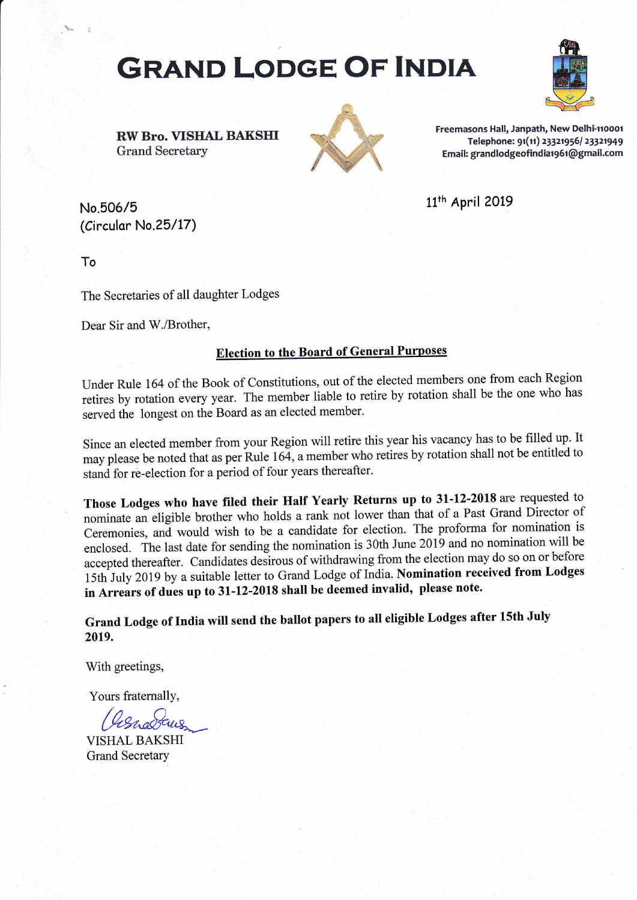# GRAND LODGE OF INDIA

**RW Bro. VISHAL BAKSHI**
Grand Secretary

Freemasons Hall, Janpath, New Delhi-110001
Telephone: 91(11) 23321956/ 23321949
Email: grandlodgeofindia1961@gmail.com

No.506/5
(Circular No.25/17)

11th April 2019

To

The Secretaries of all daughter Lodges

Dear Sir and W./Brother,

## Election to the Board of General Purposes

Under Rule 164 of the Book of Constitutions, out of the elected members one from each Region retires by rotation every year. The member liable to retire by rotation shall be the one who has served the longest on the Board as an elected member.

Since an elected member from your Region will retire this year his vacancy has to be filled up. It may please be noted that as per Rule 164, a member who retires by rotation shall not be entitled to stand for re-election for a period of four years thereafter.

**Those Lodges who have filed their Half Yearly Returns up to 31-12-2018** are requested to nominate an eligible brother who holds a rank not lower than that of a Past Grand Director of Ceremonies, and would wish to be a candidate for election. The proforma for nomination is enclosed. The last date for sending the nomination is 30th June 2019 and no nomination will be accepted thereafter. Candidates desirous of withdrawing from the election may do so on or before 15th July 2019 by a suitable letter to Grand Lodge of India. **Nomination received from Lodges in Arrears of dues up to 31-12-2018 shall be deemed invalid, please note.**

**Grand Lodge of India will send the ballot papers to all eligible Lodges after 15th July 2019.**

With greetings,

Yours fraternally,

VISHAL BAKSHI
Grand Secretary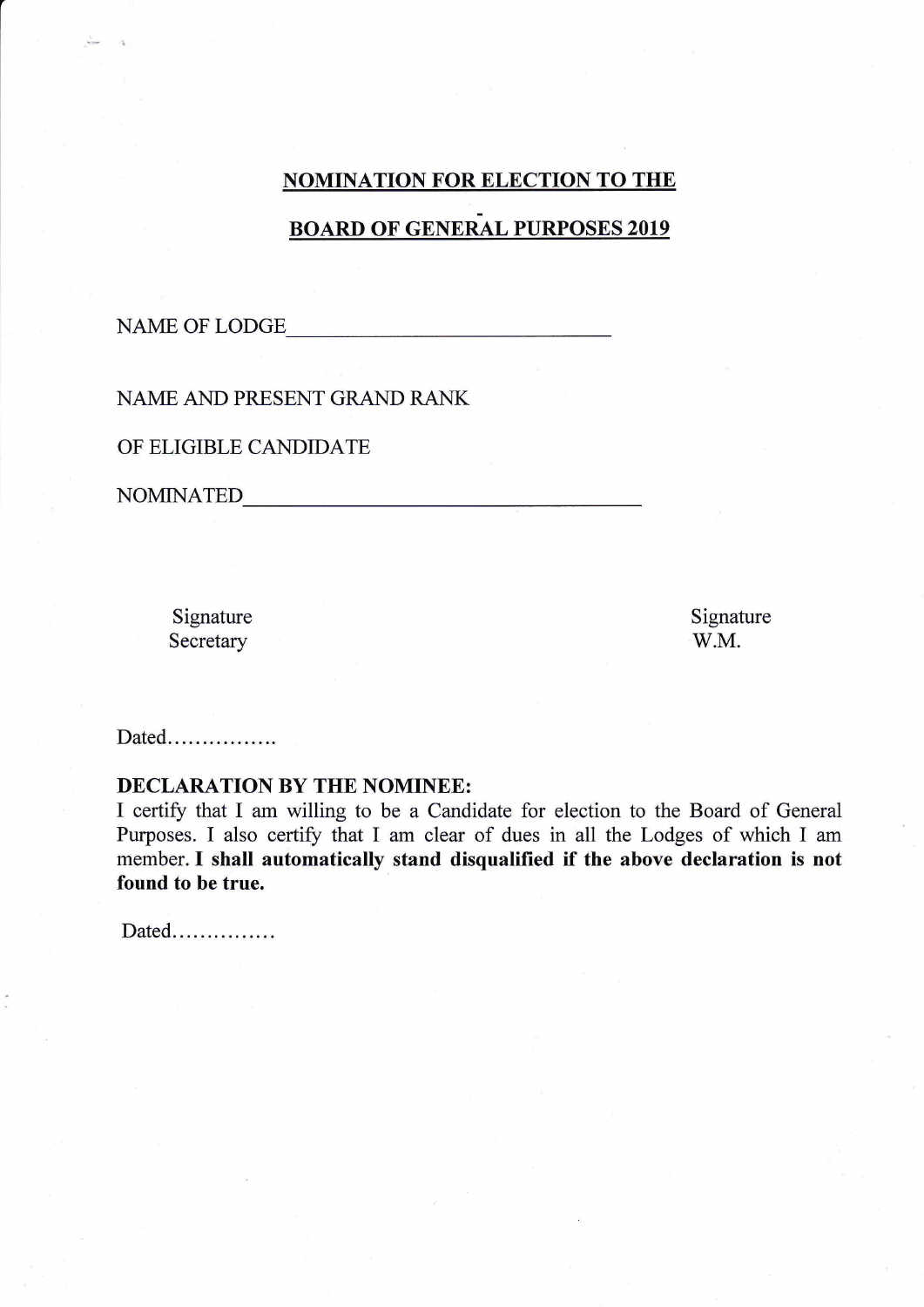**NOMINATION FOR ELECTION TO THE**

**BOARD OF GENERAL PURPOSES 2019**

NAME OF LODGE ______________________________

NAME AND PRESENT GRAND RANK

OF ELIGIBLE CANDIDATE

NOMINATED ____________________________________

Signature
Secretary

Signature
W.M.

Dated................

**DECLARATION BY THE NOMINEE:**

I certify that I am willing to be a Candidate for election to the Board of General Purposes. I also certify that I am clear of dues in all the Lodges of which I am member. **I shall automatically stand disqualified if the above declaration is not found to be true.**

Dated..............